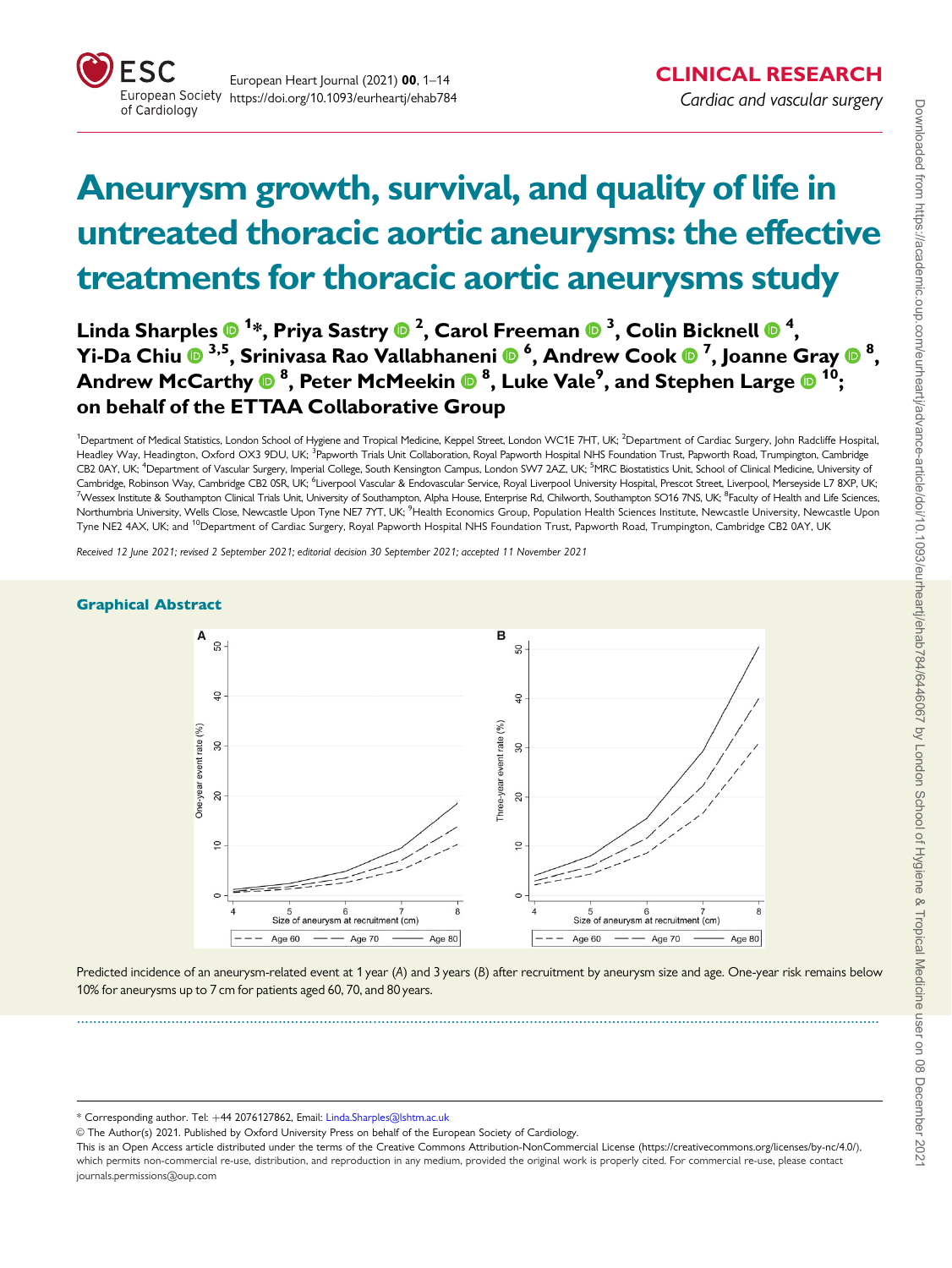# Aneurysm growth, survival, and quality of life in untreated thoracic aortic aneurysms: the effective treatments for thoracic aortic aneurysms study

**Linda Sharples [1]\*, Priya Sastry [2], Carol Freeman [3], Colin Bicknell [4], Yi-Da Chiu [3,5], Srinivasa Rao Vallabhaneni [6], Andrew Cook [7], Joanne Gray [8], Andrew McCarthy [8], Peter McMeekin [8], Luke Vale[9], and Stephen Large [10]; on behalf of the ETTAA Collaborative Group**

[1]Department of Medical Statistics, London School of Hygiene and Tropical Medicine, Keppel Street, London WC1E 7HT, UK; [2]Department of Cardiac Surgery, John Radcliffe Hospital, Headley Way, Headington, Oxford OX3 9DU, UK; [3]Papworth Trials Unit Collaboration, Royal Papworth Hospital NHS Foundation Trust, Papworth Road, Trumpington, Cambridge CB2 0AY, UK; [4]Department of Vascular Surgery, Imperial College, South Kensington Campus, London SW7 2AZ, UK; [5]MRC Biostatistics Unit, School of Clinical Medicine, University of Cambridge, Robinson Way, Cambridge CB2 0SR, UK; [6]Liverpool Vascular & Endovascular Service, Royal Liverpool University Hospital, Prescot Street, Liverpool, Merseyside L7 8XP, UK; [7]Wessex Institute & Southampton Clinical Trials Unit, University of Southampton, Alpha House, Enterprise Rd, Chilworth, Southampton SO16 7NS, UK; [8]Faculty of Health and Life Sciences, Northumbria University, Wells Close, Newcastle Upon Tyne NE7 7YT, UK; [9]Health Economics Group, Population Health Sciences Institute, Newcastle University, Newcastle Upon Tyne NE2 4AX, UK; and [10]Department of Cardiac Surgery, Royal Papworth Hospital NHS Foundation Trust, Papworth Road, Trumpington, Cambridge CB2 0AY, UK

*Received 12 June 2021; revised 2 September 2021; editorial decision 30 September 2021; accepted 11 November 2021*

## Graphical Abstract

Predicted incidence of an aneurysm-related event at 1 year (*A*) and 3 years (*B*) after recruitment by aneurysm size and age. One-year risk remains below 10% for aneurysms up to 7 cm for patients aged 60, 70, and 80 years.

---

\* Corresponding author. Tel: +44 2076127862, Email: Linda.Sharples@lshtm.ac.uk

© The Author(s) 2021. Published by Oxford University Press on behalf of the European Society of Cardiology.

This is an Open Access article distributed under the terms of the Creative Commons Attribution-NonCommercial License (https://creativecommons.org/licenses/by-nc/4.0/), which permits non-commercial re-use, distribution, and reproduction in any medium, provided the original work is properly cited. For commercial re-use, please contact journals.permissions@oup.com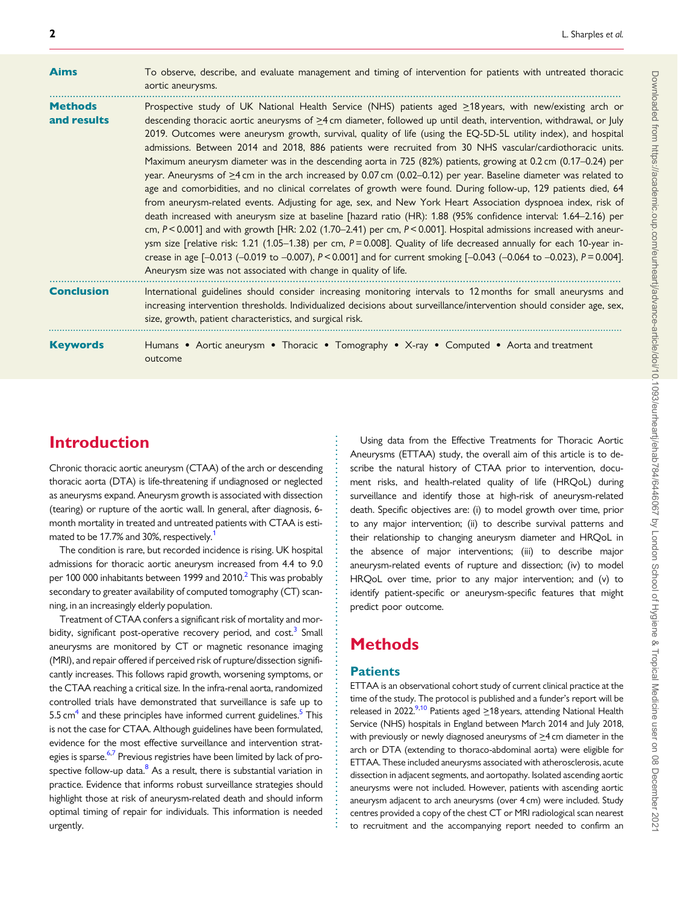**Aims** To observe, describe, and evaluate management and timing of intervention for patients with untreated thoracic aortic aneurysms.

**Methods and results** Prospective study of UK National Health Service (NHS) patients aged ≥18 years, with new/existing arch or descending thoracic aortic aneurysms of ≥4 cm diameter, followed up until death, intervention, withdrawal, or July 2019. Outcomes were aneurysm growth, survival, quality of life (using the EQ-5D-5L utility index), and hospital admissions. Between 2014 and 2018, 886 patients were recruited from 30 NHS vascular/cardiothoracic units. Maximum aneurysm diameter was in the descending aorta in 725 (82%) patients, growing at 0.2 cm (0.17–0.24) per year. Aneurysms of ≥4 cm in the arch increased by 0.07 cm (0.02–0.12) per year. Baseline diameter was related to age and comorbidities, and no clinical correlates of growth were found. During follow-up, 129 patients died, 64 from aneurysm-related events. Adjusting for age, sex, and New York Heart Association dyspnoea index, risk of death increased with aneurysm size at baseline [hazard ratio (HR): 1.88 (95% confidence interval: 1.64–2.16) per cm, $P < 0.001$] and with growth [HR: 2.02 (1.70–2.41) per cm, $P < 0.001$]. Hospital admissions increased with aneurysm size [relative risk: 1.21 (1.05–1.38) per cm, $P = 0.008$]. Quality of life decreased annually for each 10-year increase in age [–0.013 (–0.019 to –0.007), $P < 0.001$] and for current smoking [–0.043 (–0.064 to –0.023), $P = 0.004$]. Aneurysm size was not associated with change in quality of life.

**Conclusion** International guidelines should consider increasing monitoring intervals to 12 months for small aneurysms and increasing intervention thresholds. Individualized decisions about surveillance/intervention should consider age, sex, size, growth, patient characteristics, and surgical risk.

**Keywords** Humans • Aortic aneurysm • Thoracic • Tomography • X-ray • Computed • Aorta and treatment outcome

# Introduction

Chronic thoracic aortic aneurysm (CTAA) of the arch or descending thoracic aorta (DTA) is life-threatening if undiagnosed or neglected as aneurysms expand. Aneurysm growth is associated with dissection (tearing) or rupture of the aortic wall. In general, after diagnosis, 6-month mortality in treated and untreated patients with CTAA is estimated to be 17.7% and 30%, respectively.[1]

The condition is rare, but recorded incidence is rising. UK hospital admissions for thoracic aortic aneurysm increased from 4.4 to 9.0 per 100 000 inhabitants between 1999 and 2010.[2] This was probably secondary to greater availability of computed tomography (CT) scanning, in an increasingly elderly population.

Treatment of CTAA confers a significant risk of mortality and morbidity, significant post-operative recovery period, and cost.[3] Small aneurysms are monitored by CT or magnetic resonance imaging (MRI), and repair offered if perceived risk of rupture/dissection significantly increases. This follows rapid growth, worsening symptoms, or the CTAA reaching a critical size. In the infra-renal aorta, randomized controlled trials have demonstrated that surveillance is safe up to 5.5 cm[4] and these principles have informed current guidelines.[5] This is not the case for CTAA. Although guidelines have been formulated, evidence for the most effective surveillance and intervention strategies is sparse.[6,7] Previous registries have been limited by lack of prospective follow-up data.[8] As a result, there is substantial variation in practice. Evidence that informs robust surveillance strategies should highlight those at risk of aneurysm-related death and should inform optimal timing of repair for individuals. This information is needed urgently.

Using data from the Effective Treatments for Thoracic Aortic Aneurysms (ETTAA) study, the overall aim of this article is to describe the natural history of CTAA prior to intervention, document risks, and health-related quality of life (HRQoL) during surveillance and identify those at high-risk of aneurysm-related death. Specific objectives are: (i) to model growth over time, prior to any major intervention; (ii) to describe survival patterns and their relationship to changing aneurysm diameter and HRQoL in the absence of major interventions; (iii) to describe major aneurysm-related events of rupture and dissection; (iv) to model HRQoL over time, prior to any major intervention; and (v) to identify patient-specific or aneurysm-specific features that might predict poor outcome.

# Methods

## Patients

ETTAA is an observational cohort study of current clinical practice at the time of the study. The protocol is published and a funder's report will be released in 2022.[9,10] Patients aged ≥18 years, attending National Health Service (NHS) hospitals in England between March 2014 and July 2018, with previously or newly diagnosed aneurysms of ≥4 cm diameter in the arch or DTA (extending to thoraco-abdominal aorta) were eligible for ETTAA. These included aneurysms associated with atherosclerosis, acute dissection in adjacent segments, and aortopathy. Isolated ascending aortic aneurysms were not included. However, patients with ascending aortic aneurysm adjacent to arch aneurysms (over 4 cm) were included. Study centres provided a copy of the chest CT or MRI radiological scan nearest to recruitment and the accompanying report needed to confirm an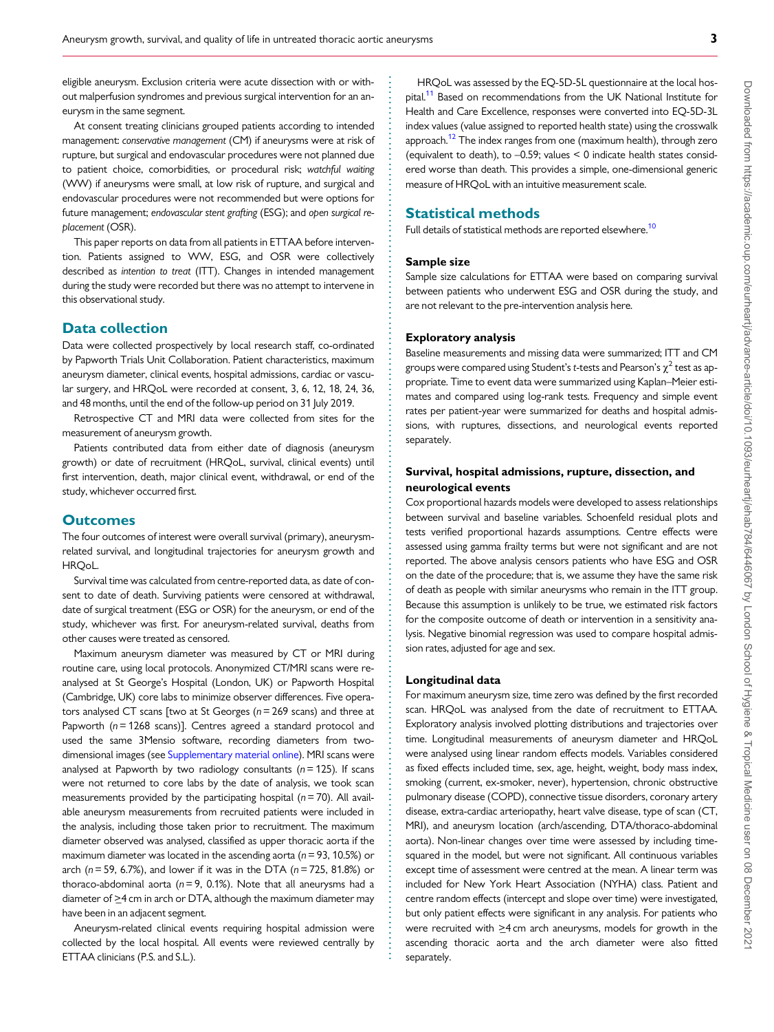eligible aneurysm. Exclusion criteria were acute dissection with or without malperfusion syndromes and previous surgical intervention for an aneurysm in the same segment.

At consent treating clinicians grouped patients according to intended management: *conservative management* (CM) if aneurysms were at risk of rupture, but surgical and endovascular procedures were not planned due to patient choice, comorbidities, or procedural risk; *watchful waiting* (WW) if aneurysms were small, at low risk of rupture, and surgical and endovascular procedures were not recommended but were options for future management; *endovascular stent grafting* (ESG); and *open surgical replacement* (OSR).

This paper reports on data from all patients in ETTAA before intervention. Patients assigned to WW, ESG, and OSR were collectively described as *intention to treat* (ITT). Changes in intended management during the study were recorded but there was no attempt to intervene in this observational study.

## Data collection

Data were collected prospectively by local research staff, co-ordinated by Papworth Trials Unit Collaboration. Patient characteristics, maximum aneurysm diameter, clinical events, hospital admissions, cardiac or vascular surgery, and HRQoL were recorded at consent, 3, 6, 12, 18, 24, 36, and 48 months, until the end of the follow-up period on 31 July 2019.

Retrospective CT and MRI data were collected from sites for the measurement of aneurysm growth.

Patients contributed data from either date of diagnosis (aneurysm growth) or date of recruitment (HRQoL, survival, clinical events) until first intervention, death, major clinical event, withdrawal, or end of the study, whichever occurred first.

## Outcomes

The four outcomes of interest were overall survival (primary), aneurysm-related survival, and longitudinal trajectories for aneurysm growth and HRQoL.

Survival time was calculated from centre-reported data, as date of consent to date of death. Surviving patients were censored at withdrawal, date of surgical treatment (ESG or OSR) for the aneurysm, or end of the study, whichever was first. For aneurysm-related survival, deaths from other causes were treated as censored.

Maximum aneurysm diameter was measured by CT or MRI during routine care, using local protocols. Anonymized CT/MRI scans were reanalysed at St George's Hospital (London, UK) or Papworth Hospital (Cambridge, UK) core labs to minimize observer differences. Five operators analysed CT scans [two at St Georges ($n = 269$ scans) and three at Papworth ($n = 1268$ scans)]. Centres agreed a standard protocol and used the same 3Mensio software, recording diameters from two-dimensional images (see Supplementary material online). MRI scans were analysed at Papworth by two radiology consultants ($n = 125$). If scans were not returned to core labs by the date of analysis, we took scan measurements provided by the participating hospital ($n = 70$). All available aneurysm measurements from recruited patients were included in the analysis, including those taken prior to recruitment. The maximum diameter observed was analysed, classified as upper thoracic aorta if the maximum diameter was located in the ascending aorta ($n = 93$, 10.5%) or arch ($n = 59$, 6.7%), and lower if it was in the DTA ($n = 725$, 81.8%) or thoraco-abdominal aorta ($n = 9$, 0.1%). Note that all aneurysms had a diameter of ≥4 cm in arch or DTA, although the maximum diameter may have been in an adjacent segment.

Aneurysm-related clinical events requiring hospital admission were collected by the local hospital. All events were reviewed centrally by ETTAA clinicians (P.S. and S.L.).

HRQoL was assessed by the EQ-5D-5L questionnaire at the local hospital.[11] Based on recommendations from the UK National Institute for Health and Care Excellence, responses were converted into EQ-5D-3L index values (value assigned to reported health state) using the crosswalk approach.[12] The index ranges from one (maximum health), through zero (equivalent to death), to −0.59; values < 0 indicate health states considered worse than death. This provides a simple, one-dimensional generic measure of HRQoL with an intuitive measurement scale.

## Statistical methods

Full details of statistical methods are reported elsewhere.[10]

### Sample size

Sample size calculations for ETTAA were based on comparing survival between patients who underwent ESG and OSR during the study, and are not relevant to the pre-intervention analysis here.

### Exploratory analysis

Baseline measurements and missing data were summarized; ITT and CM groups were compared using Student's *t*-tests and Pearson's $\chi^2$ test as appropriate. Time to event data were summarized using Kaplan–Meier estimates and compared using log-rank tests. Frequency and simple event rates per patient-year were summarized for deaths and hospital admissions, with ruptures, dissections, and neurological events reported separately.

### Survival, hospital admissions, rupture, dissection, and neurological events

Cox proportional hazards models were developed to assess relationships between survival and baseline variables. Schoenfeld residual plots and tests verified proportional hazards assumptions. Centre effects were assessed using gamma frailty terms but were not significant and are not reported. The above analysis censors patients who have ESG and OSR on the date of the procedure; that is, we assume they have the same risk of death as people with similar aneurysms who remain in the ITT group. Because this assumption is unlikely to be true, we estimated risk factors for the composite outcome of death or intervention in a sensitivity analysis. Negative binomial regression was used to compare hospital admission rates, adjusted for age and sex.

### Longitudinal data

For maximum aneurysm size, time zero was defined by the first recorded scan. HRQoL was analysed from the date of recruitment to ETTAA. Exploratory analysis involved plotting distributions and trajectories over time. Longitudinal measurements of aneurysm diameter and HRQoL were analysed using linear random effects models. Variables considered as fixed effects included time, sex, age, height, weight, body mass index, smoking (current, ex-smoker, never), hypertension, chronic obstructive pulmonary disease (COPD), connective tissue disorders, coronary artery disease, extra-cardiac arteriopathy, heart valve disease, type of scan (CT, MRI), and aneurysm location (arch/ascending, DTA/thoraco-abdominal aorta). Non-linear changes over time were assessed by including time-squared in the model, but were not significant. All continuous variables except time of assessment were centred at the mean. A linear term was included for New York Heart Association (NYHA) class. Patient and centre random effects (intercept and slope over time) were investigated, but only patient effects were significant in any analysis. For patients who were recruited with ≥4 cm arch aneurysms, models for growth in the ascending thoracic aorta and the arch diameter were also fitted separately.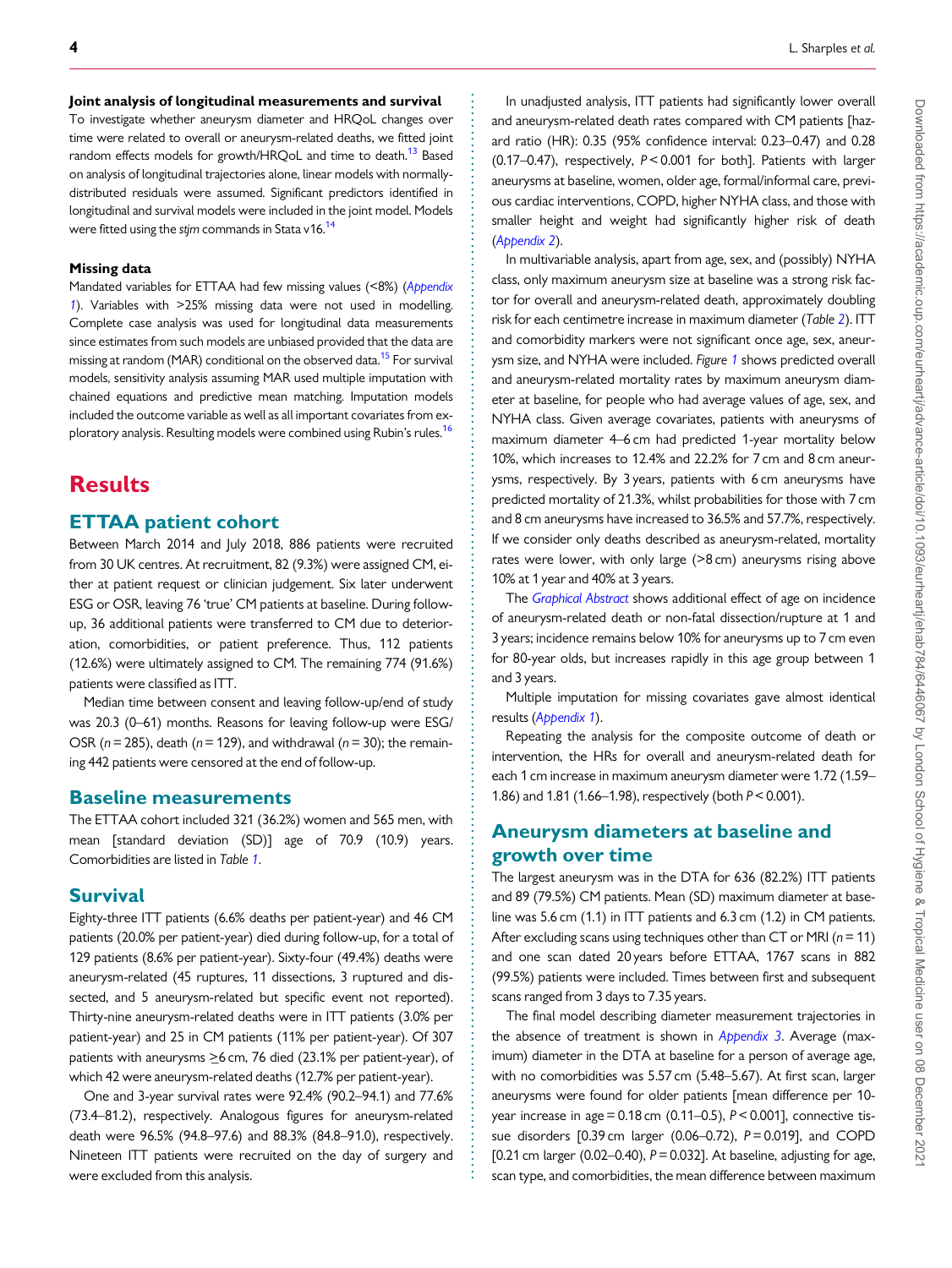#### Joint analysis of longitudinal measurements and survival

To investigate whether aneurysm diameter and HRQoL changes over time were related to overall or aneurysm-related deaths, we fitted joint random effects models for growth/HRQoL and time to death.[13] Based on analysis of longitudinal trajectories alone, linear models with normally-distributed residuals were assumed. Significant predictors identified in longitudinal and survival models were included in the joint model. Models were fitted using the *stjm* commands in Stata v16.[14]

#### Missing data

Mandated variables for ETTAA had few missing values (<8%) (*Appendix 1*). Variables with >25% missing data were not used in modelling. Complete case analysis was used for longitudinal data measurements since estimates from such models are unbiased provided that the data are missing at random (MAR) conditional on the observed data.[15] For survival models, sensitivity analysis assuming MAR used multiple imputation with chained equations and predictive mean matching. Imputation models included the outcome variable as well as all important covariates from exploratory analysis. Resulting models were combined using Rubin's rules.[16]

# Results

## ETTAA patient cohort

Between March 2014 and July 2018, 886 patients were recruited from 30 UK centres. At recruitment, 82 (9.3%) were assigned CM, either at patient request or clinician judgement. Six later underwent ESG or OSR, leaving 76 'true' CM patients at baseline. During follow-up, 36 additional patients were transferred to CM due to deterioration, comorbidities, or patient preference. Thus, 112 patients (12.6%) were ultimately assigned to CM. The remaining 774 (91.6%) patients were classified as ITT.

Median time between consent and leaving follow-up/end of study was 20.3 (0–61) months. Reasons for leaving follow-up were ESG/OSR ($n = 285$), death ($n = 129$), and withdrawal ($n = 30$); the remaining 442 patients were censored at the end of follow-up.

## Baseline measurements

The ETTAA cohort included 321 (36.2%) women and 565 men, with mean [standard deviation (SD)] age of 70.9 (10.9) years. Comorbidities are listed in *Table 1*.

## Survival

Eighty-three ITT patients (6.6% deaths per patient-year) and 46 CM patients (20.0% per patient-year) died during follow-up, for a total of 129 patients (8.6% per patient-year). Sixty-four (49.4%) deaths were aneurysm-related (45 ruptures, 11 dissections, 3 ruptured and dissected, and 5 aneurysm-related but specific event not reported). Thirty-nine aneurysm-related deaths were in ITT patients (3.0% per patient-year) and 25 in CM patients (11% per patient-year). Of 307 patients with aneurysms ≥6 cm, 76 died (23.1% per patient-year), of which 42 were aneurysm-related deaths (12.7% per patient-year).

One and 3-year survival rates were 92.4% (90.2–94.1) and 77.6% (73.4–81.2), respectively. Analogous figures for aneurysm-related death were 96.5% (94.8–97.6) and 88.3% (84.8–91.0), respectively. Nineteen ITT patients were recruited on the day of surgery and were excluded from this analysis.

In unadjusted analysis, ITT patients had significantly lower overall and aneurysm-related death rates compared with CM patients [hazard ratio (HR): 0.35 (95% confidence interval: 0.23–0.47) and 0.28 (0.17–0.47), respectively, $P < 0.001$ for both]. Patients with larger aneurysms at baseline, women, older age, formal/informal care, previous cardiac interventions, COPD, higher NYHA class, and those with smaller height and weight had significantly higher risk of death (*Appendix 2*).

In multivariable analysis, apart from age, sex, and (possibly) NYHA class, only maximum aneurysm size at baseline was a strong risk factor for overall and aneurysm-related death, approximately doubling risk for each centimetre increase in maximum diameter (*Table 2*). ITT and comorbidity markers were not significant once age, sex, aneurysm size, and NYHA were included. *Figure 1* shows predicted overall and aneurysm-related mortality rates by maximum aneurysm diameter at baseline, for people who had average values of age, sex, and NYHA class. Given average covariates, patients with aneurysms of maximum diameter 4–6 cm had predicted 1-year mortality below 10%, which increases to 12.4% and 22.2% for 7 cm and 8 cm aneurysms, respectively. By 3 years, patients with 6 cm aneurysms have predicted mortality of 21.3%, whilst probabilities for those with 7 cm and 8 cm aneurysms have increased to 36.5% and 57.7%, respectively. If we consider only deaths described as aneurysm-related, mortality rates were lower, with only large (>8 cm) aneurysms rising above 10% at 1 year and 40% at 3 years.

The *Graphical Abstract* shows additional effect of age on incidence of aneurysm-related death or non-fatal dissection/rupture at 1 and 3 years; incidence remains below 10% for aneurysms up to 7 cm even for 80-year olds, but increases rapidly in this age group between 1 and 3 years.

Multiple imputation for missing covariates gave almost identical results (*Appendix 1*).

Repeating the analysis for the composite outcome of death or intervention, the HRs for overall and aneurysm-related death for each 1 cm increase in maximum aneurysm diameter were 1.72 (1.59–1.86) and 1.81 (1.66–1.98), respectively (both $P < 0.001$).

## Aneurysm diameters at baseline and growth over time

The largest aneurysm was in the DTA for 636 (82.2%) ITT patients and 89 (79.5%) CM patients. Mean (SD) maximum diameter at baseline was 5.6 cm (1.1) in ITT patients and 6.3 cm (1.2) in CM patients. After excluding scans using techniques other than CT or MRI ($n = 11$) and one scan dated 20 years before ETTAA, 1767 scans in 882 (99.5%) patients were included. Times between first and subsequent scans ranged from 3 days to 7.35 years.

The final model describing diameter measurement trajectories in the absence of treatment is shown in *Appendix 3*. Average (maximum) diameter in the DTA at baseline for a person of average age, with no comorbidities was 5.57 cm (5.48–5.67). At first scan, larger aneurysms were found for older patients [mean difference per 10-year increase in age = 0.18 cm (0.11–0.5), $P < 0.001$], connective tissue disorders [0.39 cm larger (0.06–0.72), $P = 0.019$], and COPD [0.21 cm larger (0.02–0.40), $P = 0.032$]. At baseline, adjusting for age, scan type, and comorbidities, the mean difference between maximum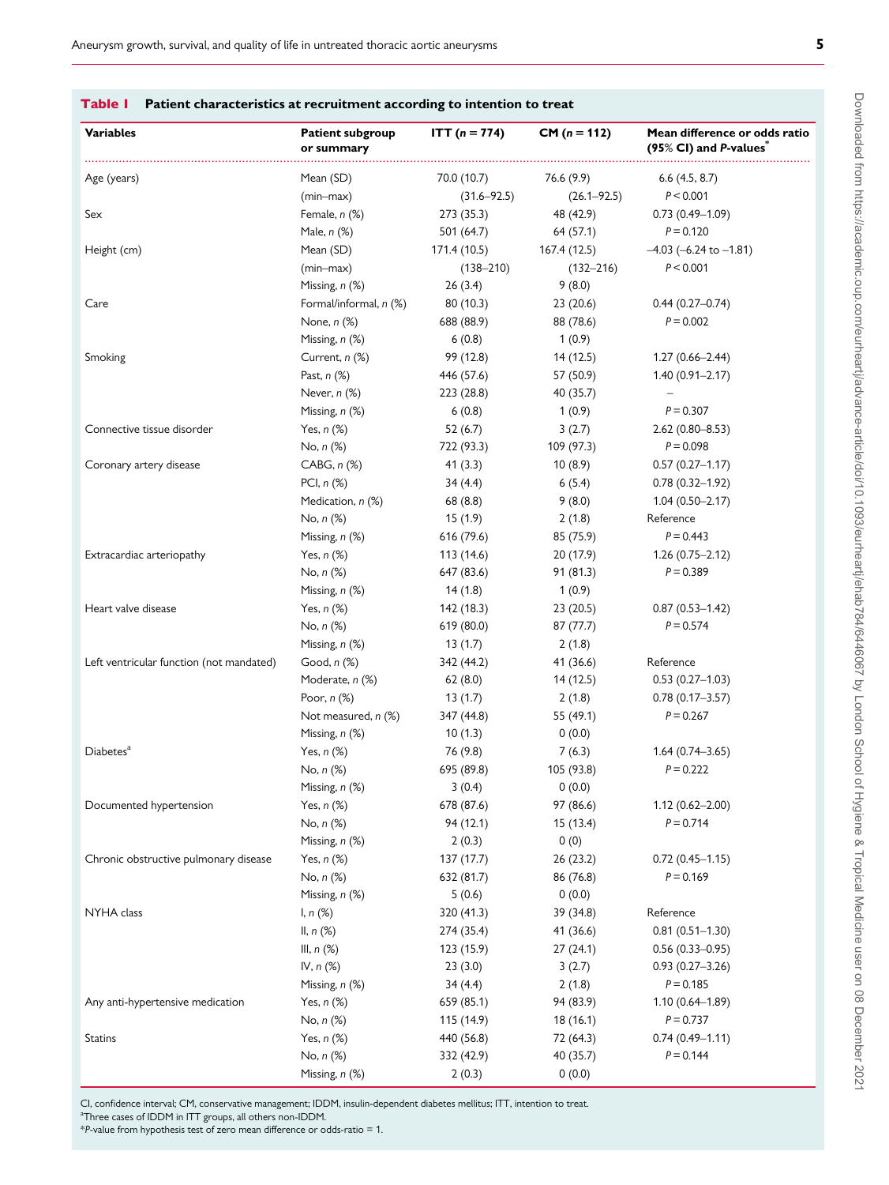**Table 1** Patient characteristics at recruitment according to intention to treat

| Variables | Patient subgroup or summary | ITT (*n* = 774) | CM (*n* = 112) | Mean difference or odds ratio (95% CI) and *P*-values* |
|---|---|---|---|---|
| Age (years) | Mean (SD) | 70.0 (10.7) | 76.6 (9.9) | 6.6 (4.5, 8.7) |
| | (min–max) | (31.6–92.5) | (26.1–92.5) | *P* < 0.001 |
| Sex | Female, *n* (%) | 273 (35.3) | 48 (42.9) | 0.73 (0.49–1.09) |
| | Male, *n* (%) | 501 (64.7) | 64 (57.1) | *P* = 0.120 |
| Height (cm) | Mean (SD) | 171.4 (10.5) | 167.4 (12.5) | −4.03 (−6.24 to −1.81) |
| | (min–max) | (138–210) | (132–216) | *P* < 0.001 |
| | Missing, *n* (%) | 26 (3.4) | 9 (8.0) | |
| Care | Formal/informal, *n* (%) | 80 (10.3) | 23 (20.6) | 0.44 (0.27–0.74) |
| | None, *n* (%) | 688 (88.9) | 88 (78.6) | *P* = 0.002 |
| | Missing, *n* (%) | 6 (0.8) | 1 (0.9) | |
| Smoking | Current, *n* (%) | 99 (12.8) | 14 (12.5) | 1.27 (0.66–2.44) |
| | Past, *n* (%) | 446 (57.6) | 57 (50.9) | 1.40 (0.91–2.17) |
| | Never, *n* (%) | 223 (28.8) | 40 (35.7) | – |
| | Missing, *n* (%) | 6 (0.8) | 1 (0.9) | *P* = 0.307 |
| Connective tissue disorder | Yes, *n* (%) | 52 (6.7) | 3 (2.7) | 2.62 (0.80–8.53) |
| | No, *n* (%) | 722 (93.3) | 109 (97.3) | *P* = 0.098 |
| Coronary artery disease | CABG, *n* (%) | 41 (3.3) | 10 (8.9) | 0.57 (0.27–1.17) |
| | PCI, *n* (%) | 34 (4.4) | 6 (5.4) | 0.78 (0.32–1.92) |
| | Medication, *n* (%) | 68 (8.8) | 9 (8.0) | 1.04 (0.50–2.17) |
| | No, *n* (%) | 15 (1.9) | 2 (1.8) | Reference |
| | Missing, *n* (%) | 616 (79.6) | 85 (75.9) | *P* = 0.443 |
| Extracardiac arteriopathy | Yes, *n* (%) | 113 (14.6) | 20 (17.9) | 1.26 (0.75–2.12) |
| | No, *n* (%) | 647 (83.6) | 91 (81.3) | *P* = 0.389 |
| | Missing, *n* (%) | 14 (1.8) | 1 (0.9) | |
| Heart valve disease | Yes, *n* (%) | 142 (18.3) | 23 (20.5) | 0.87 (0.53–1.42) |
| | No, *n* (%) | 619 (80.0) | 87 (77.7) | *P* = 0.574 |
| | Missing, *n* (%) | 13 (1.7) | 2 (1.8) | |
| Left ventricular function (not mandated) | Good, *n* (%) | 342 (44.2) | 41 (36.6) | Reference |
| | Moderate, *n* (%) | 62 (8.0) | 14 (12.5) | 0.53 (0.27–1.03) |
| | Poor, *n* (%) | 13 (1.7) | 2 (1.8) | 0.78 (0.17–3.57) |
| | Not measured, *n* (%) | 347 (44.8) | 55 (49.1) | *P* = 0.267 |
| | Missing, *n* (%) | 10 (1.3) | 0 (0.0) | |
| Diabetes[a] | Yes, *n* (%) | 76 (9.8) | 7 (6.3) | 1.64 (0.74–3.65) |
| | No, *n* (%) | 695 (89.8) | 105 (93.8) | *P* = 0.222 |
| | Missing, *n* (%) | 3 (0.4) | 0 (0.0) | |
| Documented hypertension | Yes, *n* (%) | 678 (87.6) | 97 (86.6) | 1.12 (0.62–2.00) |
| | No, *n* (%) | 94 (12.1) | 15 (13.4) | *P* = 0.714 |
| | Missing, *n* (%) | 2 (0.3) | 0 (0) | |
| Chronic obstructive pulmonary disease | Yes, *n* (%) | 137 (17.7) | 26 (23.2) | 0.72 (0.45–1.15) |
| | No, *n* (%) | 632 (81.7) | 86 (76.8) | *P* = 0.169 |
| | Missing, *n* (%) | 5 (0.6) | 0 (0.0) | |
| NYHA class | I, *n* (%) | 320 (41.3) | 39 (34.8) | Reference |
| | II, *n* (%) | 274 (35.4) | 41 (36.6) | 0.81 (0.51–1.30) |
| | III, *n* (%) | 123 (15.9) | 27 (24.1) | 0.56 (0.33–0.95) |
| | IV, *n* (%) | 23 (3.0) | 3 (2.7) | 0.93 (0.27–3.26) |
| | Missing, *n* (%) | 34 (4.4) | 2 (1.8) | *P* = 0.185 |
| Any anti-hypertensive medication | Yes, *n* (%) | 659 (85.1) | 94 (83.9) | 1.10 (0.64–1.89) |
| | No, *n* (%) | 115 (14.9) | 18 (16.1) | *P* = 0.737 |
| Statins | Yes, *n* (%) | 440 (56.8) | 72 (64.3) | 0.74 (0.49–1.11) |
| | No, *n* (%) | 332 (42.9) | 40 (35.7) | *P* = 0.144 |
| | Missing, *n* (%) | 2 (0.3) | 0 (0.0) | |

CI, confidence interval; CM, conservative management; IDDM, insulin-dependent diabetes mellitus; ITT, intention to treat.
[a]Three cases of IDDM in ITT groups, all others non-IDDM.
**P*-value from hypothesis test of zero mean difference or odds-ratio = 1.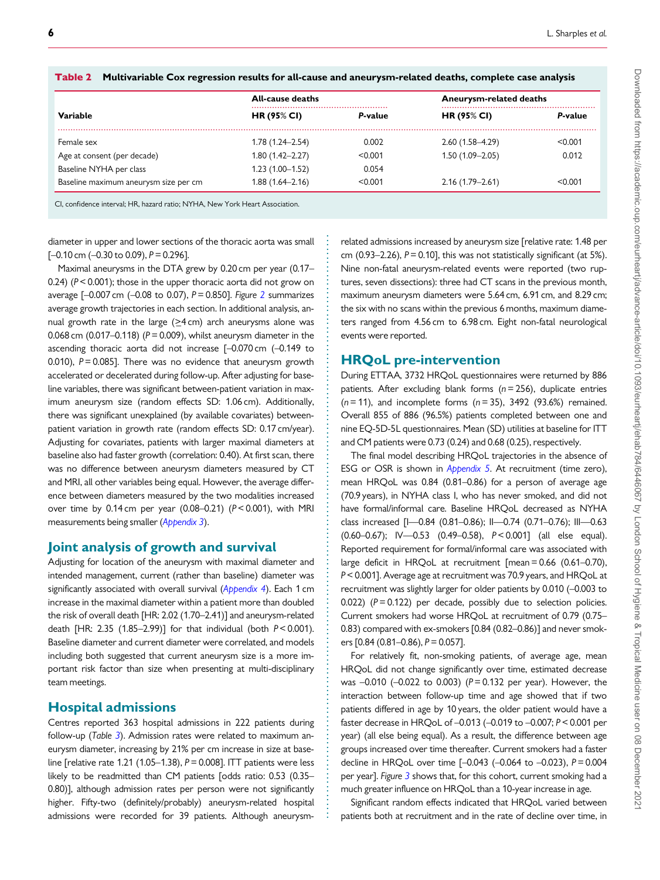**Table 2** Multivariable Cox regression results for all-cause and aneurysm-related deaths, complete case analysis

| Variable | All-cause deaths | | Aneurysm-related deaths | |
|---|---|---|---|---|
| | HR (95% CI) | P-value | HR (95% CI) | P-value |
| Female sex | 1.78 (1.24–2.54) | 0.002 | 2.60 (1.58–4.29) | <0.001 |
| Age at consent (per decade) | 1.80 (1.42–2.27) | <0.001 | 1.50 (1.09–2.05) | 0.012 |
| Baseline NYHA per class | 1.23 (1.00–1.52) | 0.054 | | |
| Baseline maximum aneurysm size per cm | 1.88 (1.64–2.16) | <0.001 | 2.16 (1.79–2.61) | <0.001 |

CI, confidence interval; HR, hazard ratio; NYHA, New York Heart Association.

diameter in upper and lower sections of the thoracic aorta was small [–0.10 cm (–0.30 to 0.09), $P = 0.296$].

Maximal aneurysms in the DTA grew by 0.20 cm per year (0.17–0.24) ($P < 0.001$); those in the upper thoracic aorta did not grow on average [–0.007 cm (–0.08 to 0.07), $P = 0.850$]. *Figure 2* summarizes average growth trajectories in each section. In additional analysis, annual growth rate in the large (≥4 cm) arch aneurysms alone was 0.068 cm (0.017–0.118) ($P = 0.009$), whilst aneurysm diameter in the ascending thoracic aorta did not increase [–0.070 cm (–0.149 to 0.010), $P = 0.085$]. There was no evidence that aneurysm growth accelerated or decelerated during follow-up. After adjusting for baseline variables, there was significant between-patient variation in maximum aneurysm size (random effects SD: 1.06 cm). Additionally, there was significant unexplained (by available covariates) between-patient variation in growth rate (random effects SD: 0.17 cm/year). Adjusting for covariates, patients with larger maximal diameters at baseline also had faster growth (correlation: 0.40). At first scan, there was no difference between aneurysm diameters measured by CT and MRI, all other variables being equal. However, the average difference between diameters measured by the two modalities increased over time by 0.14 cm per year (0.08–0.21) ($P < 0.001$), with MRI measurements being smaller (*Appendix 3*).

## Joint analysis of growth and survival

Adjusting for location of the aneurysm with maximal diameter and intended management, current (rather than baseline) diameter was significantly associated with overall survival (*Appendix 4*). Each 1 cm increase in the maximal diameter within a patient more than doubled the risk of overall death [HR: 2.02 (1.70–2.41)] and aneurysm-related death [HR: 2.35 (1.85–2.99)] for that individual (both $P < 0.001$). Baseline diameter and current diameter were correlated, and models including both suggested that current aneurysm size is a more important risk factor than size when presenting at multi-disciplinary team meetings.

## Hospital admissions

Centres reported 363 hospital admissions in 222 patients during follow-up (*Table 3*). Admission rates were related to maximum aneurysm diameter, increasing by 21% per cm increase in size at baseline [relative rate 1.21 (1.05–1.38), $P = 0.008$]. ITT patients were less likely to be readmitted than CM patients [odds ratio: 0.53 (0.35–0.80)], although admission rates per person were not significantly higher. Fifty-two (definitely/probably) aneurysm-related hospital admissions were recorded for 39 patients. Although aneurysm-related admissions increased by aneurysm size [relative rate: 1.48 per cm (0.93–2.26), $P = 0.10$], this was not statistically significant (at 5%). Nine non-fatal aneurysm-related events were reported (two ruptures, seven dissections): three had CT scans in the previous month, maximum aneurysm diameters were 5.64 cm, 6.91 cm, and 8.29 cm; the six with no scans within the previous 6 months, maximum diameters ranged from 4.56 cm to 6.98 cm. Eight non-fatal neurological events were reported.

## HRQoL pre-intervention

During ETTAA, 3732 HRQoL questionnaires were returned by 886 patients. After excluding blank forms ($n = 256$), duplicate entries ($n = 11$), and incomplete forms ($n = 35$), 3492 (93.6%) remained. Overall 855 of 886 (96.5%) patients completed between one and nine EQ-5D-5L questionnaires. Mean (SD) utilities at baseline for ITT and CM patients were 0.73 (0.24) and 0.68 (0.25), respectively.

The final model describing HRQoL trajectories in the absence of ESG or OSR is shown in *Appendix 5*. At recruitment (time zero), mean HRQoL was 0.84 (0.81–0.86) for a person of average age (70.9 years), in NYHA class I, who has never smoked, and did not have formal/informal care. Baseline HRQoL decreased as NYHA class increased [I—0.84 (0.81–0.86); II—0.74 (0.71–0.76); III—0.63 (0.60–0.67); IV—0.53 (0.49–0.58), $P < 0.001$] (all else equal). Reported requirement for formal/informal care was associated with large deficit in HRQoL at recruitment [mean = 0.66 (0.61–0.70), $P < 0.001$]. Average age at recruitment was 70.9 years, and HRQoL at recruitment was slightly larger for older patients by 0.010 (–0.003 to 0.022) ($P = 0.122$) per decade, possibly due to selection policies. Current smokers had worse HRQoL at recruitment of 0.79 (0.75–0.83) compared with ex-smokers [0.84 (0.82–0.86)] and never smokers [0.84 (0.81–0.86), $P = 0.057$].

For relatively fit, non-smoking patients, of average age, mean HRQoL did not change significantly over time, estimated decrease was –0.010 (–0.022 to 0.003) ($P = 0.132$ per year). However, the interaction between follow-up time and age showed that if two patients differed in age by 10 years, the older patient would have a faster decrease in HRQoL of –0.013 (–0.019 to –0.007; $P < 0.001$ per year) (all else being equal). As a result, the difference between age groups increased over time thereafter. Current smokers had a faster decline in HRQoL over time [–0.043 (–0.064 to –0.023), $P = 0.004$ per year]. *Figure 3* shows that, for this cohort, current smoking had a much greater influence on HRQoL than a 10-year increase in age.

Significant random effects indicated that HRQoL varied between patients both at recruitment and in the rate of decline over time, in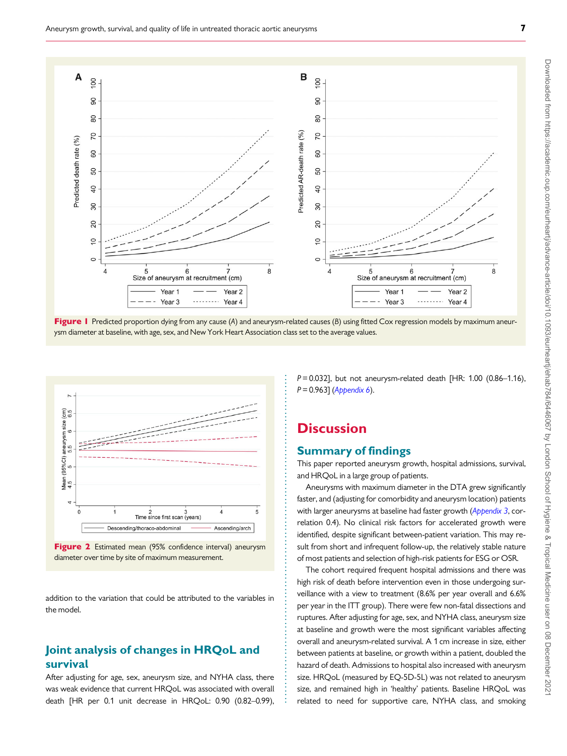Figure 1 Predicted proportion dying from any cause (A) and aneurysm-related causes (B) using fitted Cox regression models by maximum aneurysm diameter at baseline, with age, sex, and New York Heart Association class set to the average values.

Figure 2 Estimated mean (95% confidence interval) aneurysm diameter over time by site of maximum measurement.

addition to the variation that could be attributed to the variables in the model.

## Joint analysis of changes in HRQoL and survival

After adjusting for age, sex, aneurysm size, and NYHA class, there was weak evidence that current HRQoL was associated with overall death [HR per 0.1 unit decrease in HRQoL: 0.90 (0.82–0.99), $P = 0.032$], but not aneurysm-related death [HR: 1.00 (0.86–1.16), $P = 0.963$] (*Appendix 6*).

# Discussion

## Summary of findings

This paper reported aneurysm growth, hospital admissions, survival, and HRQoL in a large group of patients.

Aneurysms with maximum diameter in the DTA grew significantly faster, and (adjusting for comorbidity and aneurysm location) patients with larger aneurysms at baseline had faster growth (*Appendix 3*, correlation 0.4). No clinical risk factors for accelerated growth were identified, despite significant between-patient variation. This may result from short and infrequent follow-up, the relatively stable nature of most patients and selection of high-risk patients for ESG or OSR.

The cohort required frequent hospital admissions and there was high risk of death before intervention even in those undergoing surveillance with a view to treatment (8.6% per year overall and 6.6% per year in the ITT group). There were few non-fatal dissections and ruptures. After adjusting for age, sex, and NYHA class, aneurysm size at baseline and growth were the most significant variables affecting overall and aneurysm-related survival. A 1 cm increase in size, either between patients at baseline, or growth within a patient, doubled the hazard of death. Admissions to hospital also increased with aneurysm size. HRQoL (measured by EQ-5D-5L) was not related to aneurysm size, and remained high in 'healthy' patients. Baseline HRQoL was related to need for supportive care, NYHA class, and smoking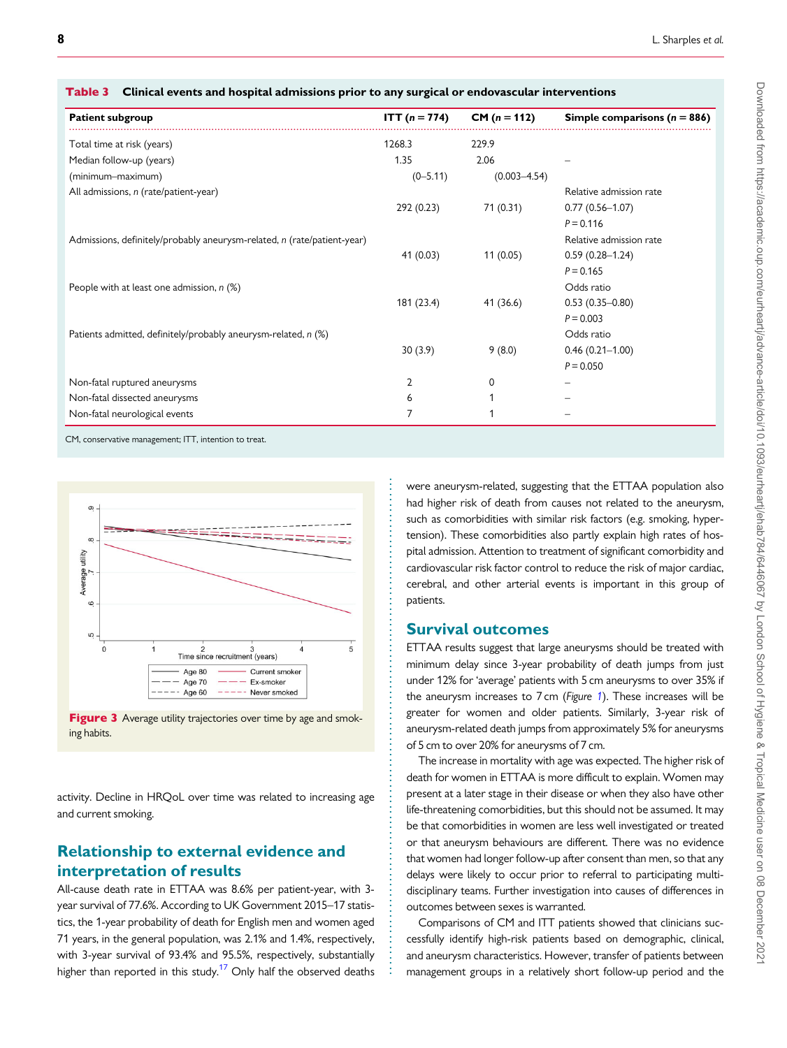**Table 3 Clinical events and hospital admissions prior to any surgical or endovascular interventions**

| Patient subgroup | ITT (n = 774) | CM (n = 112) | Simple comparisons (n = 886) |
|---|---|---|---|
| Total time at risk (years) | 1268.3 | 229.9 | |
| Median follow-up (years) | 1.35 | 2.06 | – |
| (minimum–maximum) | (0–5.11) | (0.003–4.54) | |
| All admissions, n (rate/patient-year) | 292 (0.23) | 71 (0.31) | Relative admission rate 0.77 (0.56–1.07) P = 0.116 |
| Admissions, definitely/probably aneurysm-related, n (rate/patient-year) | 41 (0.03) | 11 (0.05) | Relative admission rate 0.59 (0.28–1.24) P = 0.165 |
| People with at least one admission, n (%) | 181 (23.4) | 41 (36.6) | Odds ratio 0.53 (0.35–0.80) P = 0.003 |
| Patients admitted, definitely/probably aneurysm-related, n (%) | 30 (3.9) | 9 (8.0) | Odds ratio 0.46 (0.21–1.00) P = 0.050 |
| Non-fatal ruptured aneurysms | 2 | 0 | – |
| Non-fatal dissected aneurysms | 6 | 1 | – |
| Non-fatal neurological events | 7 | 1 | – |

CM, conservative management; ITT, intention to treat.

**Figure 3** Average utility trajectories over time by age and smoking habits.

activity. Decline in HRQoL over time was related to increasing age and current smoking.

## Relationship to external evidence and interpretation of results

All-cause death rate in ETTAA was 8.6% per patient-year, with 3-year survival of 77.6%. According to UK Government 2015–17 statistics, the 1-year probability of death for English men and women aged 71 years, in the general population, was 2.1% and 1.4%, respectively, with 3-year survival of 93.4% and 95.5%, respectively, substantially higher than reported in this study.[17] Only half the observed deaths were aneurysm-related, suggesting that the ETTAA population also had higher risk of death from causes not related to the aneurysm, such as comorbidities with similar risk factors (e.g. smoking, hypertension). These comorbidities also partly explain high rates of hospital admission. Attention to treatment of significant comorbidity and cardiovascular risk factor control to reduce the risk of major cardiac, cerebral, and other arterial events is important in this group of patients.

## Survival outcomes

ETTAA results suggest that large aneurysms should be treated with minimum delay since 3-year probability of death jumps from just under 12% for 'average' patients with 5 cm aneurysms to over 35% if the aneurysm increases to 7 cm (*Figure 1*). These increases will be greater for women and older patients. Similarly, 3-year risk of aneurysm-related death jumps from approximately 5% for aneurysms of 5 cm to over 20% for aneurysms of 7 cm.

The increase in mortality with age was expected. The higher risk of death for women in ETTAA is more difficult to explain. Women may present at a later stage in their disease or when they also have other life-threatening comorbidities, but this should not be assumed. It may be that comorbidities in women are less well investigated or treated or that aneurysm behaviours are different. There was no evidence that women had longer follow-up after consent than men, so that any delays were likely to occur prior to referral to participating multidisciplinary teams. Further investigation into causes of differences in outcomes between sexes is warranted.

Comparisons of CM and ITT patients showed that clinicians successfully identify high-risk patients based on demographic, clinical, and aneurysm characteristics. However, transfer of patients between management groups in a relatively short follow-up period and the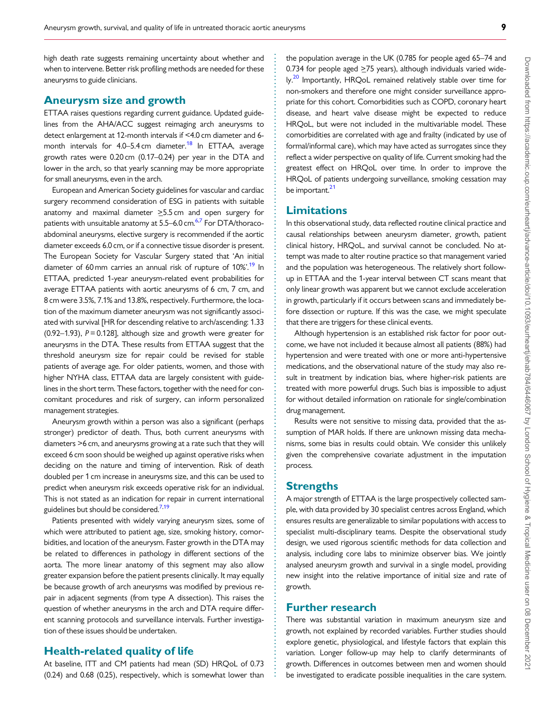high death rate suggests remaining uncertainty about whether and when to intervene. Better risk profiling methods are needed for these aneurysms to guide clinicians.

## Aneurysm size and growth

ETTAA raises questions regarding current guidance. Updated guidelines from the AHA/ACC suggest reimaging arch aneurysms to detect enlargement at 12-month intervals if <4.0 cm diameter and 6-month intervals for 4.0–5.4 cm diameter.[18] In ETTAA, average growth rates were 0.20 cm (0.17–0.24) per year in the DTA and lower in the arch, so that yearly scanning may be more appropriate for small aneurysms, even in the arch.

European and American Society guidelines for vascular and cardiac surgery recommend consideration of ESG in patients with suitable anatomy and maximal diameter ≥5.5 cm and open surgery for patients with unsuitable anatomy at 5.5–6.0 cm.[6,7] For DTA/thoracoabdominal aneurysms, elective surgery is recommended if the aortic diameter exceeds 6.0 cm, or if a connective tissue disorder is present. The European Society for Vascular Surgery stated that 'An initial diameter of 60 mm carries an annual risk of rupture of 10%'.[19] In ETTAA, predicted 1-year aneurysm-related event probabilities for average ETTAA patients with aortic aneurysms of 6 cm, 7 cm, and 8 cm were 3.5%, 7.1% and 13.8%, respectively. Furthermore, the location of the maximum diameter aneurysm was not significantly associated with survival [HR for descending relative to arch/ascending: 1.33 (0.92–1.93), $P = 0.128$], although size and growth were greater for aneurysms in the DTA. These results from ETTAA suggest that the threshold aneurysm size for repair could be revised for stable patients of average age. For older patients, women, and those with higher NYHA class, ETTAA data are largely consistent with guidelines in the short term. These factors, together with the need for concomitant procedures and risk of surgery, can inform personalized management strategies.

Aneurysm growth within a person was also a significant (perhaps stronger) predictor of death. Thus, both current aneurysms with diameters >6 cm, and aneurysms growing at a rate such that they will exceed 6 cm soon should be weighed up against operative risks when deciding on the nature and timing of intervention. Risk of death doubled per 1 cm increase in aneurysms size, and this can be used to predict when aneurysm risk exceeds operative risk for an individual. This is not stated as an indication for repair in current international guidelines but should be considered.[7,19]

Patients presented with widely varying aneurysm sizes, some of which were attributed to patient age, size, smoking history, comorbidities, and location of the aneurysm. Faster growth in the DTA may be related to differences in pathology in different sections of the aorta. The more linear anatomy of this segment may also allow greater expansion before the patient presents clinically. It may equally be because growth of arch aneurysms was modified by previous repair in adjacent segments (from type A dissection). This raises the question of whether aneurysms in the arch and DTA require different scanning protocols and surveillance intervals. Further investigation of these issues should be undertaken.

## Health-related quality of life

At baseline, ITT and CM patients had mean (SD) HRQoL of 0.73 (0.24) and 0.68 (0.25), respectively, which is somewhat lower than the population average in the UK (0.785 for people aged 65–74 and 0.734 for people aged ≥75 years), although individuals varied widely.[20] Importantly, HRQoL remained relatively stable over time for non-smokers and therefore one might consider surveillance appropriate for this cohort. Comorbidities such as COPD, coronary heart disease, and heart valve disease might be expected to reduce HRQoL, but were not included in the multivariable model. These comorbidities are correlated with age and frailty (indicated by use of formal/informal care), which may have acted as surrogates since they reflect a wider perspective on quality of life. Current smoking had the greatest effect on HRQoL over time. In order to improve the HRQoL of patients undergoing surveillance, smoking cessation may be important.[21]

## Limitations

In this observational study, data reflected routine clinical practice and causal relationships between aneurysm diameter, growth, patient clinical history, HRQoL, and survival cannot be concluded. No attempt was made to alter routine practice so that management varied and the population was heterogeneous. The relatively short follow-up in ETTAA and the 1-year interval between CT scans meant that only linear growth was apparent but we cannot exclude acceleration in growth, particularly if it occurs between scans and immediately before dissection or rupture. If this was the case, we might speculate that there are triggers for these clinical events.

Although hypertension is an established risk factor for poor outcome, we have not included it because almost all patients (88%) had hypertension and were treated with one or more anti-hypertensive medications, and the observational nature of the study may also result in treatment by indication bias, where higher-risk patients are treated with more powerful drugs. Such bias is impossible to adjust for without detailed information on rationale for single/combination drug management.

Results were not sensitive to missing data, provided that the assumption of MAR holds. If there are unknown missing data mechanisms, some bias in results could obtain. We consider this unlikely given the comprehensive covariate adjustment in the imputation process.

## Strengths

A major strength of ETTAA is the large prospectively collected sample, with data provided by 30 specialist centres across England, which ensures results are generalizable to similar populations with access to specialist multi-disciplinary teams. Despite the observational study design, we used rigorous scientific methods for data collection and analysis, including core labs to minimize observer bias. We jointly analysed aneurysm growth and survival in a single model, providing new insight into the relative importance of initial size and rate of growth.

## Further research

There was substantial variation in maximum aneurysm size and growth, not explained by recorded variables. Further studies should explore genetic, physiological, and lifestyle factors that explain this variation. Longer follow-up may help to clarify determinants of growth. Differences in outcomes between men and women should be investigated to eradicate possible inequalities in the care system.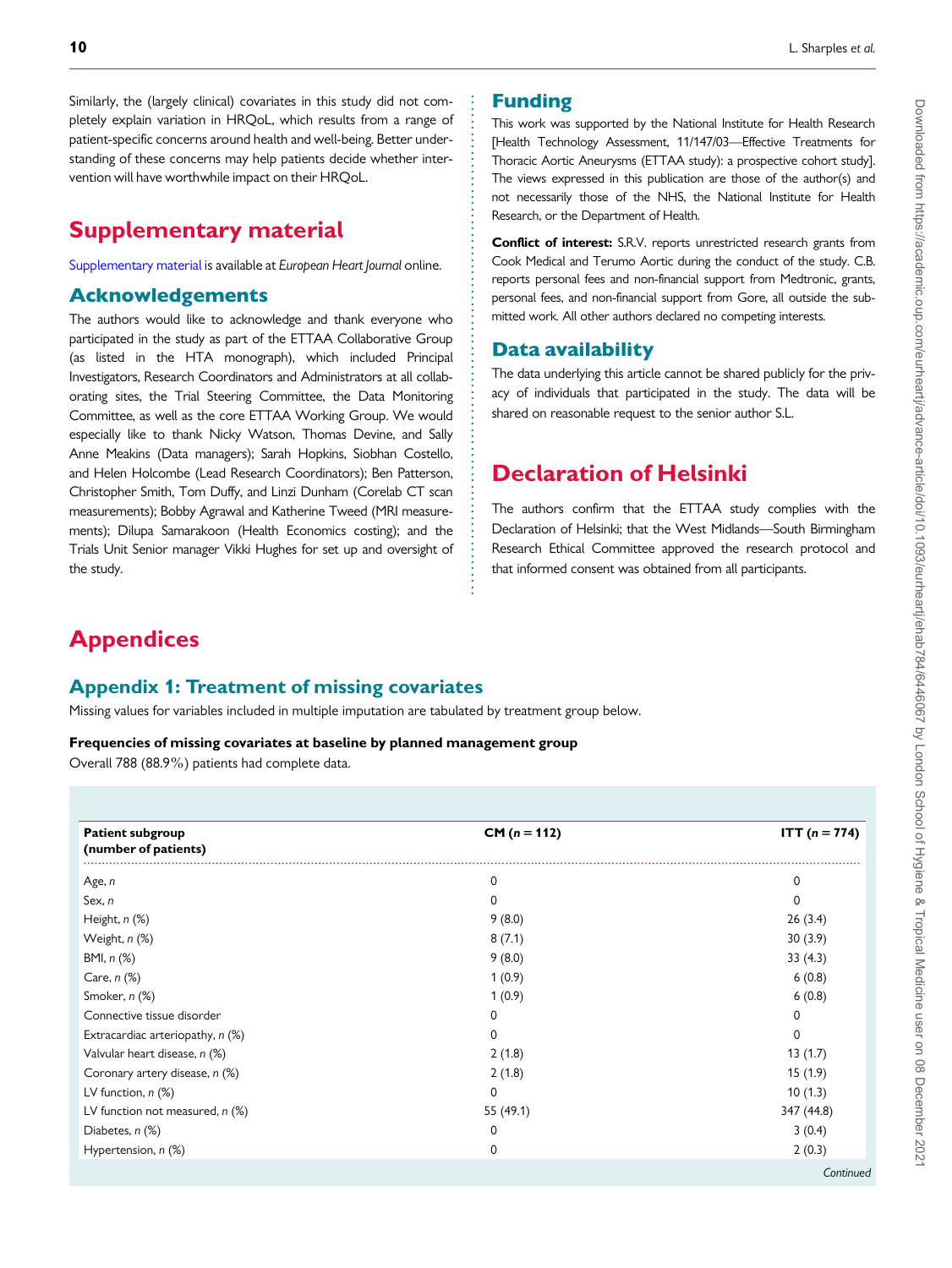Similarly, the (largely clinical) covariates in this study did not completely explain variation in HRQoL, which results from a range of patient-specific concerns around health and well-being. Better understanding of these concerns may help patients decide whether intervention will have worthwhile impact on their HRQoL.

# Supplementary material

Supplementary material is available at *European Heart Journal* online.

## Acknowledgements

The authors would like to acknowledge and thank everyone who participated in the study as part of the ETTAA Collaborative Group (as listed in the HTA monograph), which included Principal Investigators, Research Coordinators and Administrators at all collaborating sites, the Trial Steering Committee, the Data Monitoring Committee, as well as the core ETTAA Working Group. We would especially like to thank Nicky Watson, Thomas Devine, and Sally Anne Meakins (Data managers); Sarah Hopkins, Siobhan Costello, and Helen Holcombe (Lead Research Coordinators); Ben Patterson, Christopher Smith, Tom Duffy, and Linzi Dunham (Corelab CT scan measurements); Bobby Agrawal and Katherine Tweed (MRI measurements); Dilupa Samarakoon (Health Economics costing); and the Trials Unit Senior manager Vikki Hughes for set up and oversight of the study.

## Funding

This work was supported by the National Institute for Health Research [Health Technology Assessment, 11/147/03—Effective Treatments for Thoracic Aortic Aneurysms (ETTAA study): a prospective cohort study]. The views expressed in this publication are those of the author(s) and not necessarily those of the NHS, the National Institute for Health Research, or the Department of Health.

**Conflict of interest:** S.R.V. reports unrestricted research grants from Cook Medical and Terumo Aortic during the conduct of the study. C.B. reports personal fees and non-financial support from Medtronic, grants, personal fees, and non-financial support from Gore, all outside the submitted work. All other authors declared no competing interests.

## Data availability

The data underlying this article cannot be shared publicly for the privacy of individuals that participated in the study. The data will be shared on reasonable request to the senior author S.L.

# Declaration of Helsinki

The authors confirm that the ETTAA study complies with the Declaration of Helsinki; that the West Midlands—South Birmingham Research Ethical Committee approved the research protocol and that informed consent was obtained from all participants.

# Appendices

## Appendix 1: Treatment of missing covariates

Missing values for variables included in multiple imputation are tabulated by treatment group below.

**Frequencies of missing covariates at baseline by planned management group**

Overall 788 (88.9%) patients had complete data.

| Patient subgroup (number of patients) | CM (*n* = 112) | ITT (*n* = 774) |
|---|---|---|
| Age, *n* | 0 | 0 |
| Sex, *n* | 0 | 0 |
| Height, *n* (%) | 9 (8.0) | 26 (3.4) |
| Weight, *n* (%) | 8 (7.1) | 30 (3.9) |
| BMI, *n* (%) | 9 (8.0) | 33 (4.3) |
| Care, *n* (%) | 1 (0.9) | 6 (0.8) |
| Smoker, *n* (%) | 1 (0.9) | 6 (0.8) |
| Connective tissue disorder | 0 | 0 |
| Extracardiac arteriopathy, *n* (%) | 0 | 0 |
| Valvular heart disease, *n* (%) | 2 (1.8) | 13 (1.7) |
| Coronary artery disease, *n* (%) | 2 (1.8) | 15 (1.9) |
| LV function, *n* (%) | 0 | 10 (1.3) |
| LV function not measured, *n* (%) | 55 (49.1) | 347 (44.8) |
| Diabetes, *n* (%) | 0 | 3 (0.4) |
| Hypertension, *n* (%) | 0 | 2 (0.3) |

*Continued*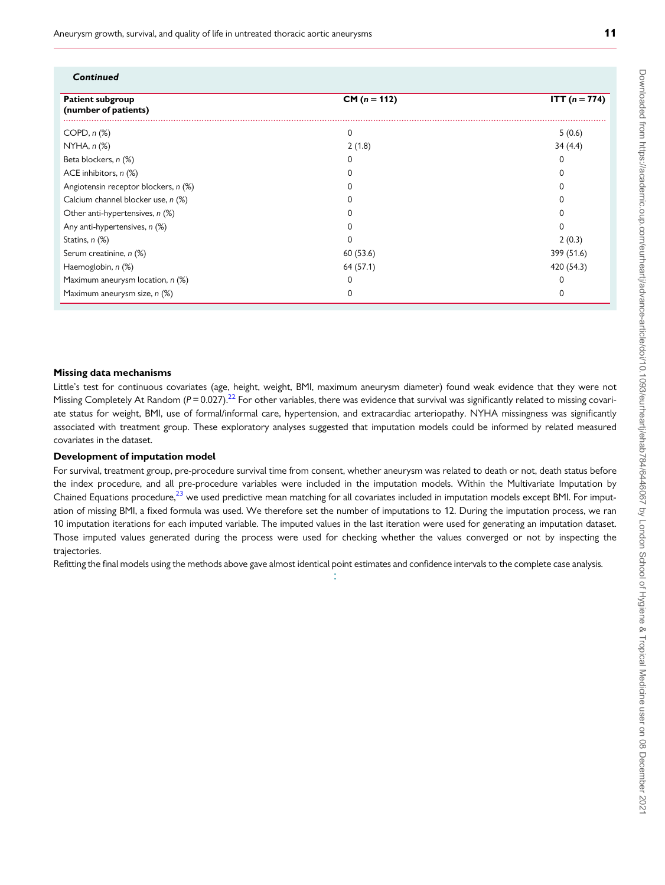*Continued*

| Patient subgroup (number of patients) | CM ($n = 112$) | ITT ($n = 774$) |
|---|---|---|
| COPD, *n* (%) | 0 | 5 (0.6) |
| NYHA, *n* (%) | 2 (1.8) | 34 (4.4) |
| Beta blockers, *n* (%) | 0 | 0 |
| ACE inhibitors, *n* (%) | 0 | 0 |
| Angiotensin receptor blockers, *n* (%) | 0 | 0 |
| Calcium channel blocker use, *n* (%) | 0 | 0 |
| Other anti-hypertensives, *n* (%) | 0 | 0 |
| Any anti-hypertensives, *n* (%) | 0 | 0 |
| Statins, *n* (%) | 0 | 2 (0.3) |
| Serum creatinine, *n* (%) | 60 (53.6) | 399 (51.6) |
| Haemoglobin, *n* (%) | 64 (57.1) | 420 (54.3) |
| Maximum aneurysm location, *n* (%) | 0 | 0 |
| Maximum aneurysm size, *n* (%) | 0 | 0 |

### Missing data mechanisms

Little's test for continuous covariates (age, height, weight, BMI, maximum aneurysm diameter) found weak evidence that they were not Missing Completely At Random ($P = 0.027$).[22] For other variables, there was evidence that survival was significantly related to missing covariate status for weight, BMI, use of formal/informal care, hypertension, and extracardiac arteriopathy. NYHA missingness was significantly associated with treatment group. These exploratory analyses suggested that imputation models could be informed by related measured covariates in the dataset.

### Development of imputation model

For survival, treatment group, pre-procedure survival time from consent, whether aneurysm was related to death or not, death status before the index procedure, and all pre-procedure variables were included in the imputation models. Within the Multivariate Imputation by Chained Equations procedure,[23] we used predictive mean matching for all covariates included in imputation models except BMI. For imputation of missing BMI, a fixed formula was used. We therefore set the number of imputations to 12. During the imputation process, we ran 10 imputation iterations for each imputed variable. The imputed values in the last iteration were used for generating an imputation dataset. Those imputed values generated during the process were used for checking whether the values converged or not by inspecting the trajectories.

Refitting the final models using the methods above gave almost identical point estimates and confidence intervals to the complete case analysis.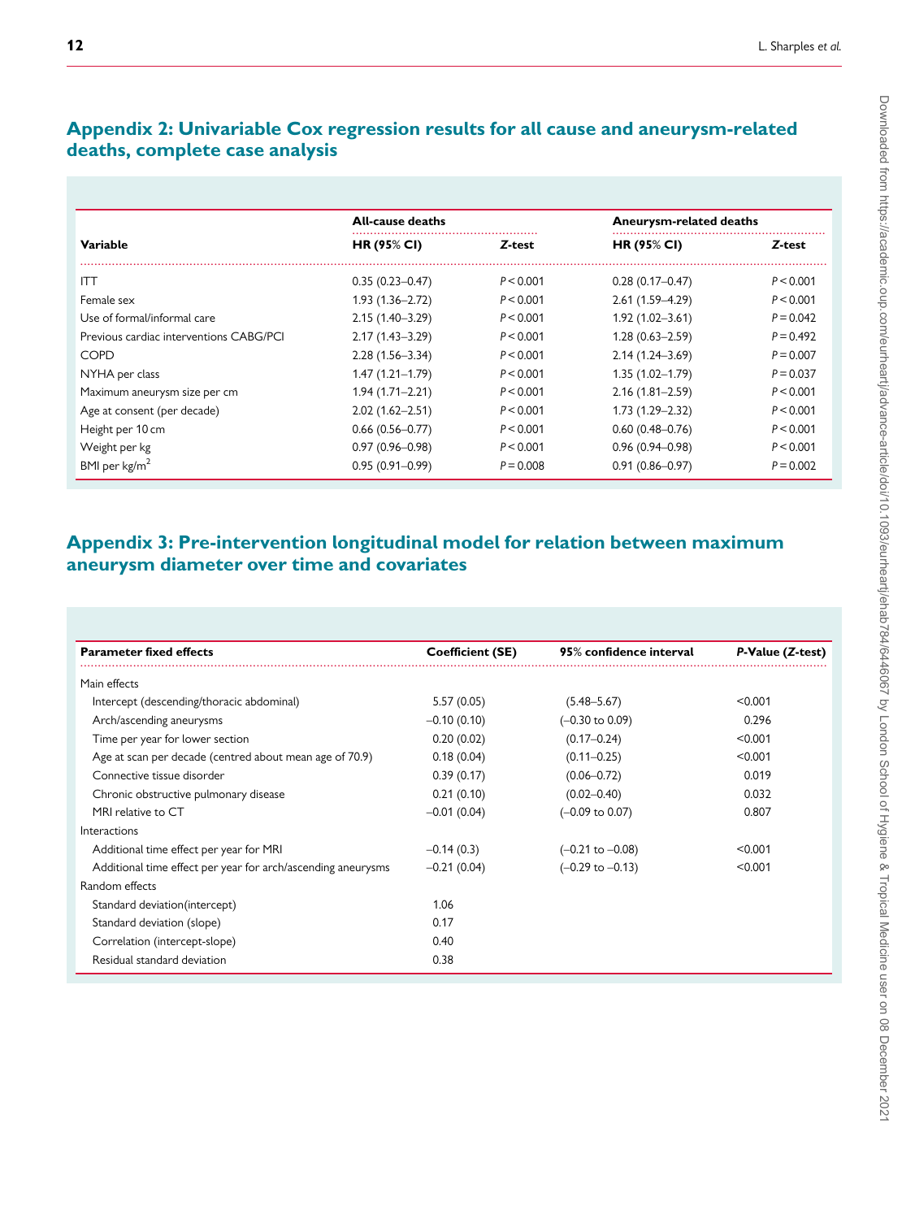## Appendix 2: Univariable Cox regression results for all cause and aneurysm-related deaths, complete case analysis

| Variable | All-cause deaths | | Aneurysm-related deaths | |
|---|---|---|---|---|
| | HR (95% CI) | *Z*-test | HR (95% CI) | *Z*-test |
| ITT | 0.35 (0.23–0.47) | $P < 0.001$ | 0.28 (0.17–0.47) | $P < 0.001$ |
| Female sex | 1.93 (1.36–2.72) | $P < 0.001$ | 2.61 (1.59–4.29) | $P < 0.001$ |
| Use of formal/informal care | 2.15 (1.40–3.29) | $P < 0.001$ | 1.92 (1.02–3.61) | $P = 0.042$ |
| Previous cardiac interventions CABG/PCI | 2.17 (1.43–3.29) | $P < 0.001$ | 1.28 (0.63–2.59) | $P = 0.492$ |
| COPD | 2.28 (1.56–3.34) | $P < 0.001$ | 2.14 (1.24–3.69) | $P = 0.007$ |
| NYHA per class | 1.47 (1.21–1.79) | $P < 0.001$ | 1.35 (1.02–1.79) | $P = 0.037$ |
| Maximum aneurysm size per cm | 1.94 (1.71–2.21) | $P < 0.001$ | 2.16 (1.81–2.59) | $P < 0.001$ |
| Age at consent (per decade) | 2.02 (1.62–2.51) | $P < 0.001$ | 1.73 (1.29–2.32) | $P < 0.001$ |
| Height per 10 cm | 0.66 (0.56–0.77) | $P < 0.001$ | 0.60 (0.48–0.76) | $P < 0.001$ |
| Weight per kg | 0.97 (0.96–0.98) | $P < 0.001$ | 0.96 (0.94–0.98) | $P < 0.001$ |
| BMI per kg/m$^2$ | 0.95 (0.91–0.99) | $P = 0.008$ | 0.91 (0.86–0.97) | $P = 0.002$ |

## Appendix 3: Pre-intervention longitudinal model for relation between maximum aneurysm diameter over time and covariates

| Parameter fixed effects | Coefficient (SE) | 95% confidence interval | *P*-Value (*Z*-test) |
|---|---|---|---|
| Main effects | | | |
| Intercept (descending/thoracic abdominal) | 5.57 (0.05) | (5.48–5.67) | <0.001 |
| Arch/ascending aneurysms | −0.10 (0.10) | (−0.30 to 0.09) | 0.296 |
| Time per year for lower section | 0.20 (0.02) | (0.17–0.24) | <0.001 |
| Age at scan per decade (centred about mean age of 70.9) | 0.18 (0.04) | (0.11–0.25) | <0.001 |
| Connective tissue disorder | 0.39 (0.17) | (0.06–0.72) | 0.019 |
| Chronic obstructive pulmonary disease | 0.21 (0.10) | (0.02–0.40) | 0.032 |
| MRI relative to CT | −0.01 (0.04) | (−0.09 to 0.07) | 0.807 |
| Interactions | | | |
| Additional time effect per year for MRI | −0.14 (0.3) | (−0.21 to −0.08) | <0.001 |
| Additional time effect per year for arch/ascending aneurysms | −0.21 (0.04) | (−0.29 to −0.13) | <0.001 |
| Random effects | | | |
| Standard deviation(intercept) | 1.06 | | |
| Standard deviation (slope) | 0.17 | | |
| Correlation (intercept-slope) | 0.40 | | |
| Residual standard deviation | 0.38 | | |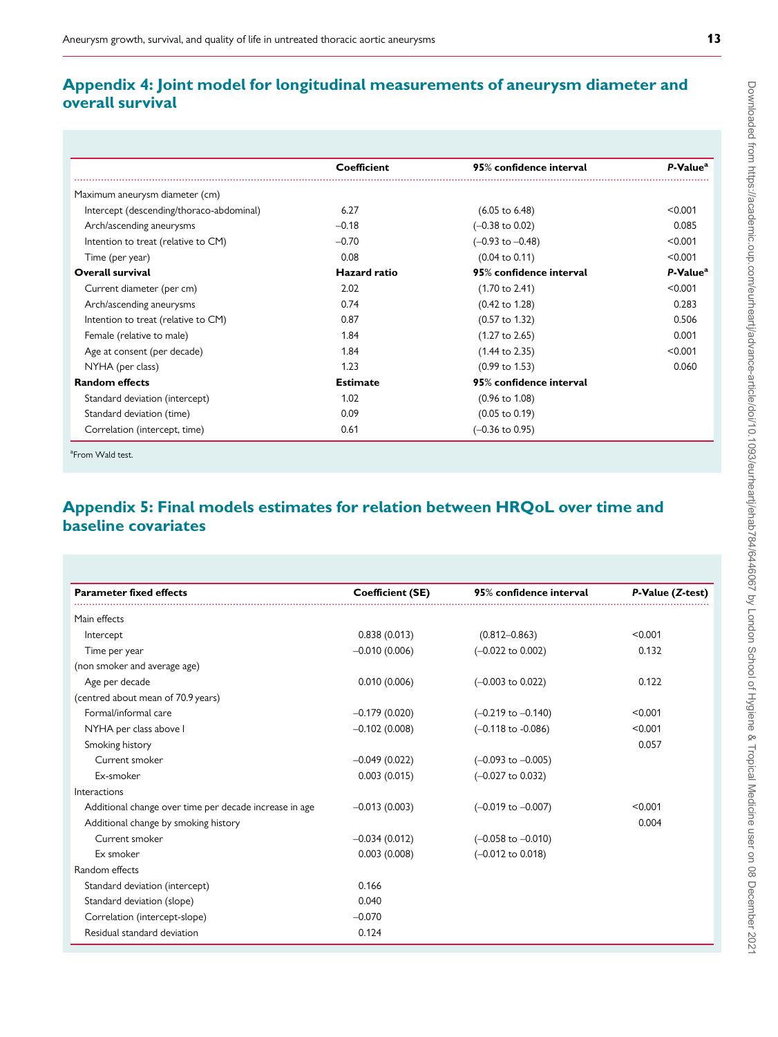## Appendix 4: Joint model for longitudinal measurements of aneurysm diameter and overall survival

| | Coefficient | 95% confidence interval | *P*-Value[a] |
|---|---|---|---|
| Maximum aneurysm diameter (cm) | | | |
| Intercept (descending/thoraco-abdominal) | 6.27 | (6.05 to 6.48) | <0.001 |
| Arch/ascending aneurysms | −0.18 | (−0.38 to 0.02) | 0.085 |
| Intention to treat (relative to CM) | −0.70 | (−0.93 to −0.48) | <0.001 |
| Time (per year) | 0.08 | (0.04 to 0.11) | <0.001 |
| **Overall survival** | **Hazard ratio** | **95% confidence interval** | ***P*-Value[a]** |
| Current diameter (per cm) | 2.02 | (1.70 to 2.41) | <0.001 |
| Arch/ascending aneurysms | 0.74 | (0.42 to 1.28) | 0.283 |
| Intention to treat (relative to CM) | 0.87 | (0.57 to 1.32) | 0.506 |
| Female (relative to male) | 1.84 | (1.27 to 2.65) | 0.001 |
| Age at consent (per decade) | 1.84 | (1.44 to 2.35) | <0.001 |
| NYHA (per class) | 1.23 | (0.99 to 1.53) | 0.060 |
| **Random effects** | **Estimate** | **95% confidence interval** | |
| Standard deviation (intercept) | 1.02 | (0.96 to 1.08) | |
| Standard deviation (time) | 0.09 | (0.05 to 0.19) | |
| Correlation (intercept, time) | 0.61 | (−0.36 to 0.95) | |

[a]From Wald test.

## Appendix 5: Final models estimates for relation between HRQoL over time and baseline covariates

| Parameter fixed effects | Coefficient (SE) | 95% confidence interval | *P*-Value (*Z*-test) |
|---|---|---|---|
| Main effects | | | |
| Intercept | 0.838 (0.013) | (0.812–0.863) | <0.001 |
| Time per year | −0.010 (0.006) | (−0.022 to 0.002) | 0.132 |
| (non smoker and average age) | | | |
| Age per decade | 0.010 (0.006) | (−0.003 to 0.022) | 0.122 |
| (centred about mean of 70.9 years) | | | |
| Formal/informal care | −0.179 (0.020) | (−0.219 to −0.140) | <0.001 |
| NYHA per class above I | −0.102 (0.008) | (−0.118 to -0.086) | <0.001 |
| Smoking history | | | 0.057 |
| Current smoker | −0.049 (0.022) | (−0.093 to −0.005) | |
| Ex-smoker | 0.003 (0.015) | (−0.027 to 0.032) | |
| Interactions | | | |
| Additional change over time per decade increase in age | −0.013 (0.003) | (−0.019 to −0.007) | <0.001 |
| Additional change by smoking history | | | 0.004 |
| Current smoker | −0.034 (0.012) | (−0.058 to −0.010) | |
| Ex smoker | 0.003 (0.008) | (−0.012 to 0.018) | |
| Random effects | | | |
| Standard deviation (intercept) | 0.166 | | |
| Standard deviation (slope) | 0.040 | | |
| Correlation (intercept-slope) | −0.070 | | |
| Residual standard deviation | 0.124 | | |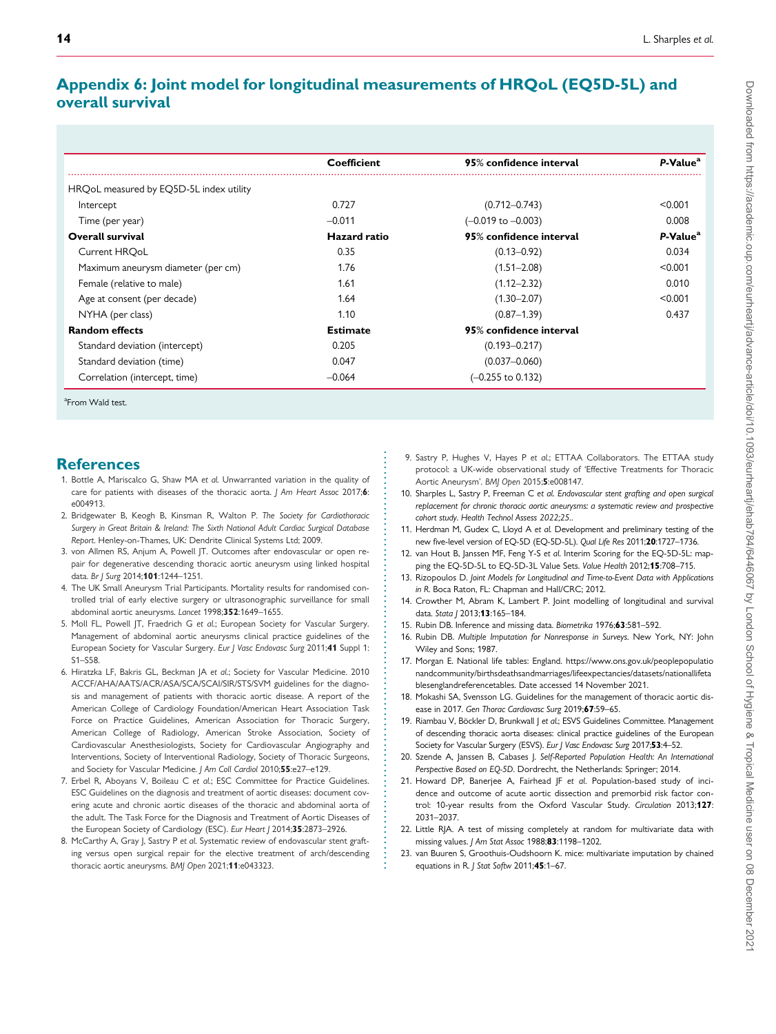## Appendix 6: Joint model for longitudinal measurements of HRQoL (EQ5D-5L) and overall survival

| | Coefficient | 95% confidence interval | P-Value[a] |
|---|---|---|---|
| HRQoL measured by EQ5D-5L index utility | | | |
| Intercept | 0.727 | (0.712–0.743) | <0.001 |
| Time (per year) | −0.011 | (−0.019 to −0.003) | 0.008 |
| **Overall survival** | **Hazard ratio** | **95% confidence interval** | **P-Value[a]** |
| Current HRQoL | 0.35 | (0.13–0.92) | 0.034 |
| Maximum aneurysm diameter (per cm) | 1.76 | (1.51–2.08) | <0.001 |
| Female (relative to male) | 1.61 | (1.12–2.32) | 0.010 |
| Age at consent (per decade) | 1.64 | (1.30–2.07) | <0.001 |
| NYHA (per class) | 1.10 | (0.87–1.39) | 0.437 |
| **Random effects** | **Estimate** | **95% confidence interval** | |
| Standard deviation (intercept) | 0.205 | (0.193–0.217) | |
| Standard deviation (time) | 0.047 | (0.037–0.060) | |
| Correlation (intercept, time) | −0.064 | (−0.255 to 0.132) | |

[a]From Wald test.

## References

1. Bottle A, Mariscalco G, Shaw MA *et al.* Unwarranted variation in the quality of care for patients with diseases of the thoracic aorta. *J Am Heart Assoc* 2017;**6**: e004913.
2. Bridgewater B, Keogh B, Kinsman R, Walton P. *The Society for Cardiothoracic Surgery in Great Britain & Ireland: The Sixth National Adult Cardiac Surgical Database Report*. Henley-on-Thames, UK: Dendrite Clinical Systems Ltd; 2009.
3. von Allmen RS, Anjum A, Powell JT. Outcomes after endovascular or open repair for degenerative descending thoracic aortic aneurysm using linked hospital data. *Br J Surg* 2014;**101**:1244–1251.
4. The UK Small Aneurysm Trial Participants. Mortality results for randomised controlled trial of early elective surgery or ultrasonographic surveillance for small abdominal aortic aneurysms. *Lancet* 1998;**352**:1649–1655.
5. Moll FL, Powell JT, Fraedrich G *et al.*; European Society for Vascular Surgery. Management of abdominal aortic aneurysms clinical practice guidelines of the European Society for Vascular Surgery. *Eur J Vasc Endovasc Surg* 2011;**41** Suppl 1: S1–S58.
6. Hiratzka LF, Bakris GL, Beckman JA *et al.*; Society for Vascular Medicine. 2010 ACCF/AHA/AATS/ACR/ASA/SCA/SCAI/SIR/STS/SVM guidelines for the diagnosis and management of patients with thoracic aortic disease. A report of the American College of Cardiology Foundation/American Heart Association Task Force on Practice Guidelines, American Association for Thoracic Surgery, American College of Radiology, American Stroke Association, Society of Cardiovascular Anesthesiologists, Society for Cardiovascular Angiography and Interventions, Society of Interventional Radiology, Society of Thoracic Surgeons, and Society for Vascular Medicine. *J Am Coll Cardiol* 2010;**55**:e27–e129.
7. Erbel R, Aboyans V, Boileau C *et al.*; ESC Committee for Practice Guidelines. ESC Guidelines on the diagnosis and treatment of aortic diseases: document covering acute and chronic aortic diseases of the thoracic and abdominal aorta of the adult. The Task Force for the Diagnosis and Treatment of Aortic Diseases of the European Society of Cardiology (ESC). *Eur Heart J* 2014;**35**:2873–2926.
8. McCarthy A, Gray J, Sastry P *et al.* Systematic review of endovascular stent grafting versus open surgical repair for the elective treatment of arch/descending thoracic aortic aneurysms. *BMJ Open* 2021;**11**:e043323.
9. Sastry P, Hughes V, Hayes P *et al.*; ETTAA Collaborators. The ETTAA study protocol: a UK-wide observational study of 'Effective Treatments for Thoracic Aortic Aneurysm'. *BMJ Open* 2015;**5**:e008147.
10. Sharples L, Sastry P, Freeman C *et al. Endovascular stent grafting and open surgical replacement for chronic thoracic aortic aneurysms: a systematic review and prospective cohort study. Health Technol Assess 2022;25.*.
11. Herdman M, Gudex C, Lloyd A *et al.* Development and preliminary testing of the new five-level version of EQ-5D (EQ-5D-5L). *Qual Life Res* 2011;**20**:1727–1736.
12. van Hout B, Janssen MF, Feng Y-S *et al.* Interim Scoring for the EQ-5D-5L: mapping the EQ-5D-5L to EQ-5D-3L Value Sets. *Value Health* 2012;**15**:708–715.
13. Rizopoulos D. *Joint Models for Longitudinal and Time-to-Event Data with Applications in R*. Boca Raton, FL: Chapman and Hall/CRC; 2012.
14. Crowther M, Abram K, Lambert P. Joint modelling of longitudinal and survival data. *Stata J* 2013;**13**:165–184.
15. Rubin DB. Inference and missing data. *Biometrika* 1976;**63**:581–592.
16. Rubin DB. *Multiple Imputation for Nonresponse in Surveys*. New York, NY: John Wiley and Sons; 1987.
17. Morgan E. National life tables: England. https://www.ons.gov.uk/peoplepopulationandcommunity/birthsdeathsandmarriages/lifeexpectancies/datasets/nationallifetablesenglandreferencetables. Date accessed 14 November 2021.
18. Mokashi SA, Svensson LG. Guidelines for the management of thoracic aortic disease in 2017. *Gen Thorac Cardiovasc Surg* 2019;**67**:59–65.
19. Riambau V, Böckler D, Brunkwall J *et al.*; ESVS Guidelines Committee. Management of descending thoracic aorta diseases: clinical practice guidelines of the European Society for Vascular Surgery (ESVS). *Eur J Vasc Endovasc Surg* 2017;**53**:4–52.
20. Szende A, Janssen B, Cabases J. *Self-Reported Population Health: An International Perspective Based on EQ-5D*. Dordrecht, the Netherlands: Springer; 2014.
21. Howard DP, Banerjee A, Fairhead JF *et al.* Population-based study of incidence and outcome of acute aortic dissection and premorbid risk factor control: 10-year results from the Oxford Vascular Study. *Circulation* 2013;**127**: 2031–2037.
22. Little RJA. A test of missing completely at random for multivariate data with missing values. *J Am Stat Assoc* 1988;**83**:1198–1202.
23. van Buuren S, Groothuis-Oudshoorn K. mice: multivariate imputation by chained equations in R. *J Stat Softw* 2011;**45**:1–67.